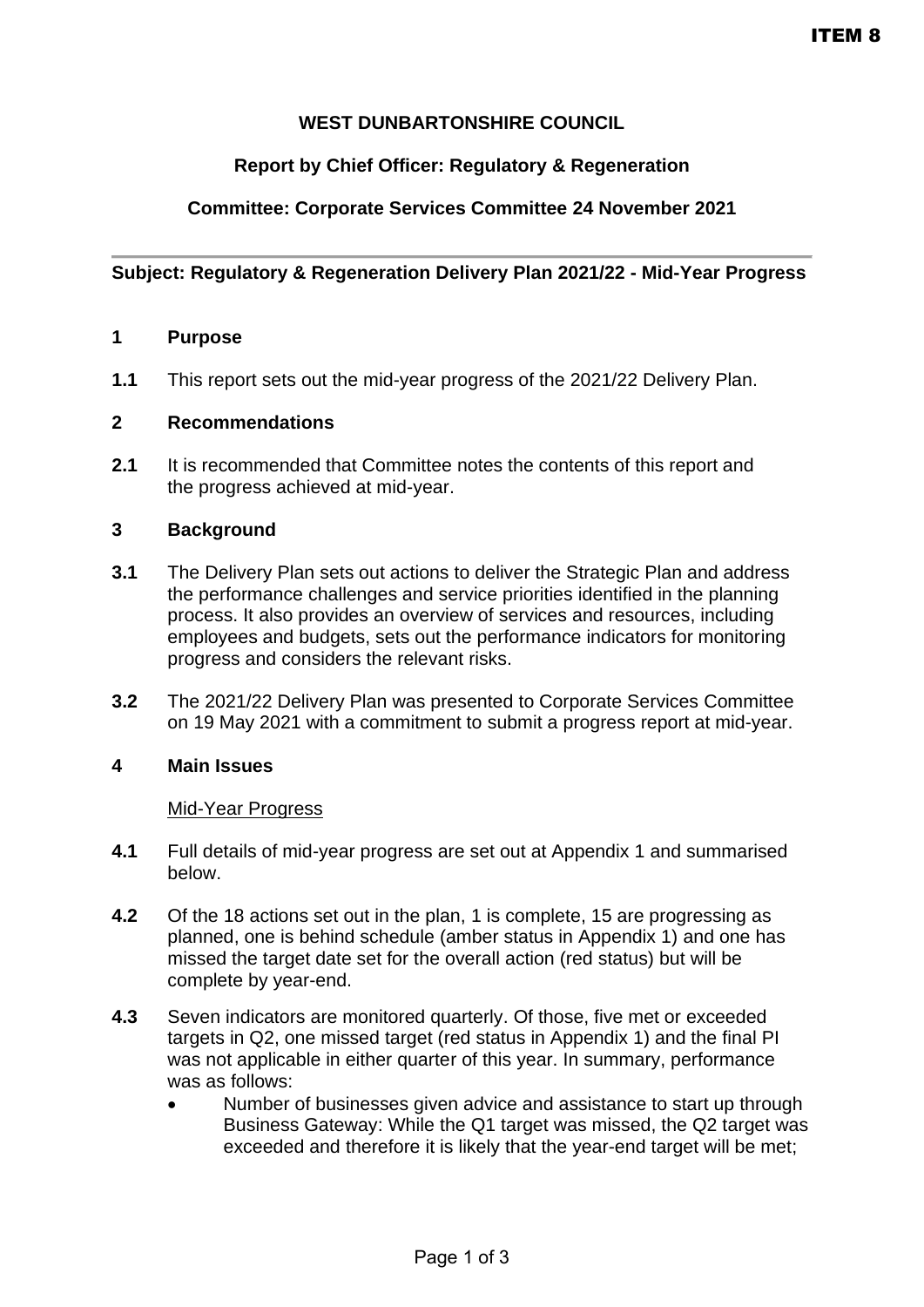ITEM 8

**WEST DUNBARTONSHIRE COUNCIL**

**Report by Chief Officer: Regulatory & Regeneration**

**Committee: Corporate Services Committee 24 November 2021**

---

**Subject: Regulatory & Regeneration Delivery Plan 2021/22 - Mid-Year Progress**

## 1 Purpose

**1.1** This report sets out the mid-year progress of the 2021/22 Delivery Plan.

## 2 Recommendations

**2.1** It is recommended that Committee notes the contents of this report and the progress achieved at mid-year.

## 3 Background

**3.1** The Delivery Plan sets out actions to deliver the Strategic Plan and address the performance challenges and service priorities identified in the planning process. It also provides an overview of services and resources, including employees and budgets, sets out the performance indicators for monitoring progress and considers the relevant risks.

**3.2** The 2021/22 Delivery Plan was presented to Corporate Services Committee on 19 May 2021 with a commitment to submit a progress report at mid-year.

## 4 Main Issues

Mid-Year Progress

**4.1** Full details of mid-year progress are set out at Appendix 1 and summarised below.

**4.2** Of the 18 actions set out in the plan, 1 is complete, 15 are progressing as planned, one is behind schedule (amber status in Appendix 1) and one has missed the target date set for the overall action (red status) but will be complete by year-end.

**4.3** Seven indicators are monitored quarterly. Of those, five met or exceeded targets in Q2, one missed target (red status in Appendix 1) and the final PI was not applicable in either quarter of this year. In summary, performance was as follows:

- Number of businesses given advice and assistance to start up through Business Gateway: While the Q1 target was missed, the Q2 target was exceeded and therefore it is likely that the year-end target will be met;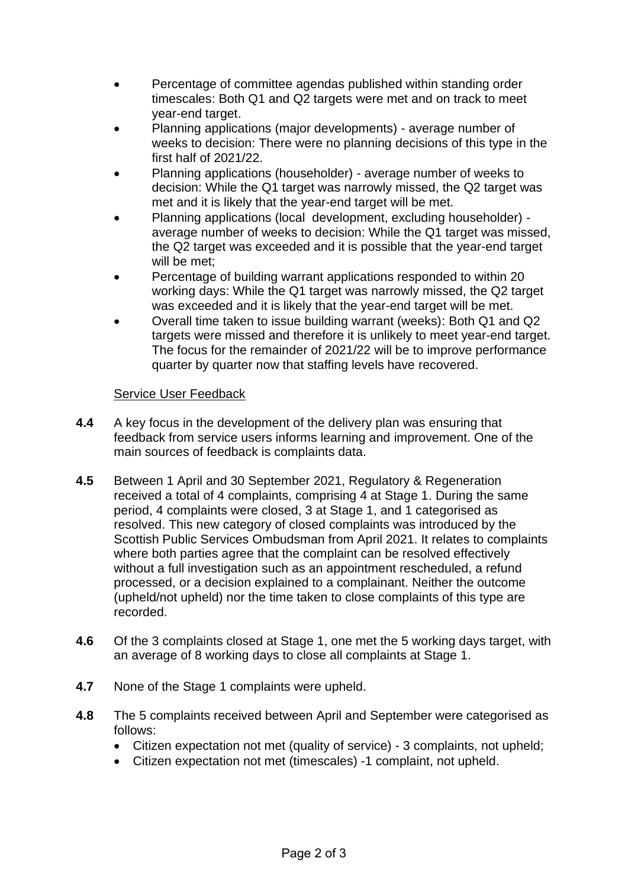- Percentage of committee agendas published within standing order timescales: Both Q1 and Q2 targets were met and on track to meet year-end target.
- Planning applications (major developments) - average number of weeks to decision: There were no planning decisions of this type in the first half of 2021/22.
- Planning applications (householder) - average number of weeks to decision: While the Q1 target was narrowly missed, the Q2 target was met and it is likely that the year-end target will be met.
- Planning applications (local development, excluding householder) - average number of weeks to decision: While the Q1 target was missed, the Q2 target was exceeded and it is possible that the year-end target will be met;
- Percentage of building warrant applications responded to within 20 working days: While the Q1 target was narrowly missed, the Q2 target was exceeded and it is likely that the year-end target will be met.
- Overall time taken to issue building warrant (weeks): Both Q1 and Q2 targets were missed and therefore it is unlikely to meet year-end target. The focus for the remainder of 2021/22 will be to improve performance quarter by quarter now that staffing levels have recovered.

Service User Feedback

**4.4** A key focus in the development of the delivery plan was ensuring that feedback from service users informs learning and improvement. One of the main sources of feedback is complaints data.

**4.5** Between 1 April and 30 September 2021, Regulatory & Regeneration received a total of 4 complaints, comprising 4 at Stage 1. During the same period, 4 complaints were closed, 3 at Stage 1, and 1 categorised as resolved. This new category of closed complaints was introduced by the Scottish Public Services Ombudsman from April 2021. It relates to complaints where both parties agree that the complaint can be resolved effectively without a full investigation such as an appointment rescheduled, a refund processed, or a decision explained to a complainant. Neither the outcome (upheld/not upheld) nor the time taken to close complaints of this type are recorded.

**4.6** Of the 3 complaints closed at Stage 1, one met the 5 working days target, with an average of 8 working days to close all complaints at Stage 1.

**4.7** None of the Stage 1 complaints were upheld.

**4.8** The 5 complaints received between April and September were categorised as follows:

- Citizen expectation not met (quality of service) - 3 complaints, not upheld;
- Citizen expectation not met (timescales) -1 complaint, not upheld.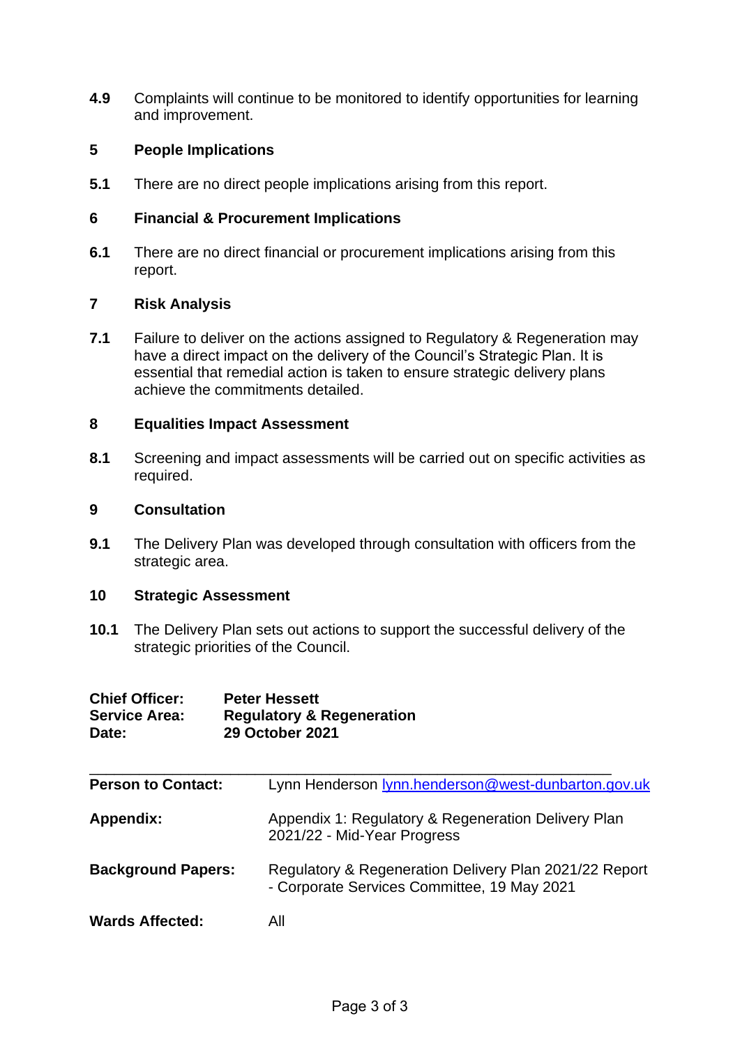**4.9** Complaints will continue to be monitored to identify opportunities for learning and improvement.

## 5 People Implications

**5.1** There are no direct people implications arising from this report.

## 6 Financial & Procurement Implications

**6.1** There are no direct financial or procurement implications arising from this report.

## 7 Risk Analysis

**7.1** Failure to deliver on the actions assigned to Regulatory & Regeneration may have a direct impact on the delivery of the Council's Strategic Plan. It is essential that remedial action is taken to ensure strategic delivery plans achieve the commitments detailed.

## 8 Equalities Impact Assessment

**8.1** Screening and impact assessments will be carried out on specific activities as required.

## 9 Consultation

**9.1** The Delivery Plan was developed through consultation with officers from the strategic area.

## 10 Strategic Assessment

**10.1** The Delivery Plan sets out actions to support the successful delivery of the strategic priorities of the Council.

**Chief Officer:** **Peter Hessett**
**Service Area:** **Regulatory & Regeneration**
**Date:** **29 October 2021**

---

**Person to Contact:** Lynn Henderson lynn.henderson@west-dunbarton.gov.uk

**Appendix:** Appendix 1: Regulatory & Regeneration Delivery Plan 2021/22 - Mid-Year Progress

**Background Papers:** Regulatory & Regeneration Delivery Plan 2021/22 Report - Corporate Services Committee, 19 May 2021

**Wards Affected:** All